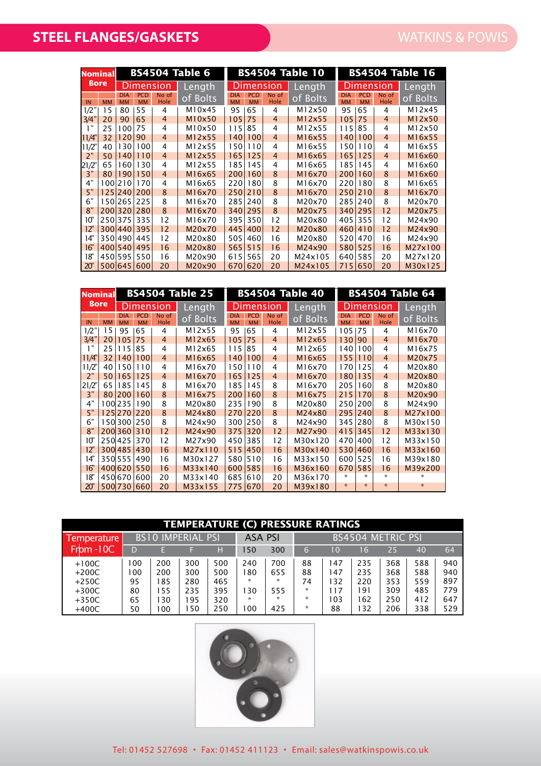## STEEL FLANGES/GASKETS

| Nominal Bore | | BS4504 Table 6 | | | | BS4504 Table 10 | | | | BS4504 Table 16 | | | |
|---|---|---|---|---|---|---|---|---|---|---|---|---|---|
| | | Dimension | | | Length of Bolts | Dimension | | | Length of Bolts | Dimension | | | Length of Bolts |
| IN | MM | DIA MM | PCD MM | No of Hole | | DIA MM | PCD MM | No of Hole | | DIA MM | PCD MM | No of Hole | |
| 1/2" | 15 | 80 | 55 | 4 | M10x45 | 95 | 65 | 4 | M12x50 | 95 | 65 | 4 | M12x45 |
| 3/4" | 20 | 90 | 65 | 4 | M10x50 | 105 | 75 | 4 | M12x55 | 105 | 75 | 4 | M12x50 |
| 1" | 25 | 100 | 75 | 4 | M10x50 | 115 | 85 | 4 | M12x55 | 115 | 85 | 4 | M12x50 |
| 11/4" | 32 | 120 | 90 | 4 | M12x55 | 140 | 100 | 4 | M16x55 | 140 | 100 | 4 | M16x55 |
| 11/2" | 40 | 130 | 100 | 4 | M12x55 | 150 | 110 | 4 | M16x55 | 150 | 110 | 4 | M16x55 |
| 2" | 50 | 140 | 110 | 4 | M12x55 | 165 | 125 | 4 | M16x65 | 165 | 125 | 4 | M16x60 |
| 21/2" | 65 | 160 | 130 | 4 | M12x55 | 185 | 145 | 4 | M16x65 | 185 | 145 | 4 | M16x60 |
| 3" | 80 | 190 | 150 | 4 | M16x65 | 200 | 160 | 8 | M16x70 | 200 | 160 | 8 | M16x60 |
| 4" | 100 | 210 | 170 | 4 | M16x65 | 220 | 180 | 8 | M16x70 | 220 | 180 | 8 | M16x65 |
| 5" | 125 | 240 | 200 | 8 | M16x70 | 250 | 210 | 8 | M16x70 | 250 | 210 | 8 | M16x70 |
| 6" | 150 | 265 | 225 | 8 | M16x70 | 285 | 240 | 8 | M20x70 | 285 | 240 | 8 | M20x70 |
| 8" | 200 | 320 | 280 | 8 | M16x70 | 340 | 295 | 8 | M20x75 | 340 | 295 | 12 | M20x75 |
| 10" | 250 | 375 | 335 | 12 | M16x70 | 395 | 350 | 12 | M20x80 | 405 | 355 | 12 | M24x90 |
| 12" | 300 | 440 | 395 | 12 | M20x70 | 445 | 400 | 12 | M20x80 | 460 | 410 | 12 | M24x90 |
| 14" | 350 | 490 | 445 | 12 | M20x80 | 505 | 460 | 16 | M20x80 | 520 | 470 | 16 | M24x90 |
| 16" | 400 | 540 | 495 | 16 | M20x80 | 565 | 515 | 16 | M24x90 | 580 | 525 | 16 | M27x100 |
| 18" | 450 | 595 | 550 | 16 | M20x90 | 615 | 565 | 20 | M24x105 | 640 | 585 | 20 | M27x120 |
| 20" | 500 | 645 | 600 | 20 | M20x90 | 670 | 620 | 20 | M24x105 | 715 | 650 | 20 | M30x125 |

| Nominal Bore | | BS4504 Table 25 | | | | BS4504 Table 40 | | | | BS4504 Table 64 | | | |
|---|---|---|---|---|---|---|---|---|---|---|---|---|---|
| | | Dimension | | | Length of Bolts | Dimension | | | Length of Bolts | Dimension | | | Length of Bolts |
| IN | MM | DIA MM | PCD MM | No of Hole | | DIA MM | PCD MM | No of Hole | | DIA MM | PCD MM | No of Hole | |
| 1/2" | 15 | 95 | 65 | 4 | M12x55 | 95 | 65 | 4 | M12x55 | 105 | 75 | 4 | M16x70 |
| 3/4" | 20 | 105 | 75 | 4 | M12x65 | 105 | 75 | 4 | M12x65 | 130 | 90 | 4 | M16x70 |
| 1" | 25 | 115 | 85 | 4 | M12x65 | 115 | 85 | 4 | M12x65 | 140 | 100 | 4 | M16x75 |
| 11/4" | 32 | 140 | 100 | 4 | M16x65 | 140 | 100 | 4 | M16x65 | 155 | 110 | 4 | M20x75 |
| 11/2" | 40 | 150 | 110 | 4 | M16x70 | 150 | 110 | 4 | M16x70 | 170 | 125 | 4 | M20x80 |
| 2" | 50 | 165 | 125 | 4 | M16x70 | 165 | 125 | 4 | M16x70 | 180 | 135 | 4 | M20x80 |
| 21/2" | 65 | 185 | 145 | 8 | M16x70 | 185 | 145 | 8 | M16x70 | 205 | 160 | 8 | M20x80 |
| 3" | 80 | 200 | 160 | 8 | M16x75 | 200 | 160 | 8 | M16x75 | 215 | 170 | 8 | M20x90 |
| 4" | 100 | 235 | 190 | 8 | M20x80 | 235 | 190 | 8 | M20x80 | 250 | 200 | 8 | M24x90 |
| 5" | 125 | 270 | 220 | 8 | M24x80 | 270 | 220 | 8 | M24x80 | 295 | 240 | 8 | M27x100 |
| 6" | 150 | 300 | 250 | 8 | M24x90 | 300 | 250 | 8 | M24x90 | 345 | 280 | 8 | M30x150 |
| 8" | 200 | 360 | 310 | 12 | M24x90 | 375 | 320 | 12 | M27x90 | 415 | 345 | 12 | M33x130 |
| 10" | 250 | 425 | 370 | 12 | M27x90 | 450 | 385 | 12 | M30x120 | 470 | 400 | 12 | M33x150 |
| 12" | 300 | 485 | 430 | 16 | M27x110 | 515 | 450 | 16 | M30x140 | 530 | 460 | 16 | M33x160 |
| 14" | 350 | 555 | 490 | 16 | M30x127 | 580 | 510 | 16 | M33x150 | 600 | 525 | 16 | M39x180 |
| 16" | 400 | 620 | 550 | 16 | M33x140 | 600 | 585 | 16 | M36x160 | 670 | 585 | 16 | M39x200 |
| 18" | 450 | 670 | 600 | 20 | M33x140 | 685 | 610 | 20 | M36x170 | * | * | * | * |
| 20" | 500 | 730 | 660 | 20 | M33x155 | 775 | 670 | 20 | M39x180 | * | * | * | * |

| TEMPERATURE (C) PRESSURE RATINGS | | | | | | | | | | | | |
|---|---|---|---|---|---|---|---|---|---|---|---|---|
| Temperature From -10C | BS10 IMPERIAL PSI | | | | ASA PSI | | BS4504 METRIC PSI | | | | | |
| | D | E | F | H | 150 | 300 | 6 | 10 | 16 | 25 | 40 | 64 |
| +100C | 100 | 200 | 300 | 500 | 240 | 700 | 88 | 147 | 235 | 368 | 588 | 940 |
| +200C | 100 | 200 | 300 | 500 | 180 | 655 | 88 | 147 | 235 | 368 | 588 | 940 |
| +250C | 95 | 185 | 280 | 465 | * | * | 74 | 132 | 220 | 353 | 559 | 897 |
| +300C | 80 | 155 | 235 | 395 | 130 | 555 | * | 117 | 191 | 309 | 485 | 779 |
| +350C | 65 | 130 | 195 | 320 | * | * | * | 103 | 162 | 250 | 412 | 647 |
| +400C | 50 | 100 | 150 | 250 | 100 | 425 | * | 88 | 132 | 206 | 338 | 529 |

Tel: 01452 527698 • Fax: 01452 411123 • Email: sales@watkinspowis.co.uk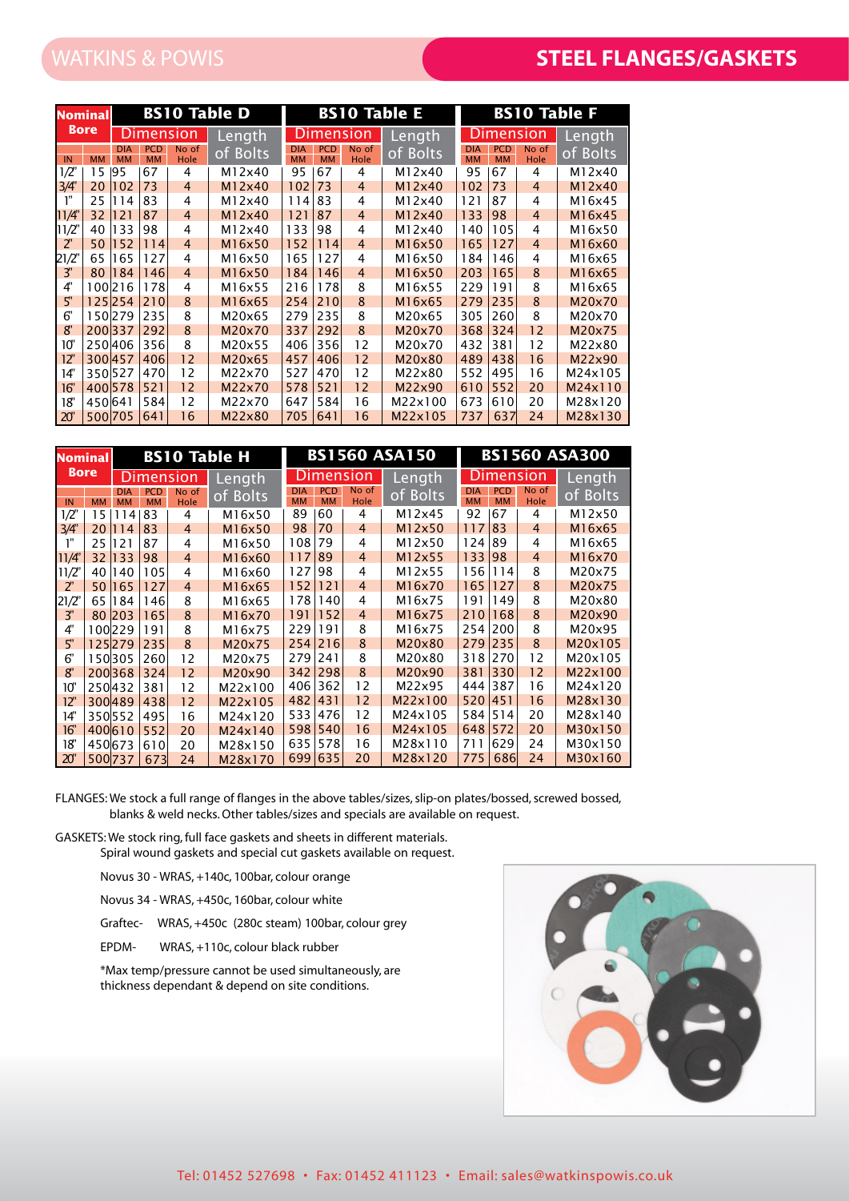# STEEL FLANGES/GASKETS

| Nominal Bore | | BS10 Table D | | | | BS10 Table E | | | | BS10 Table F | | | |
|---|---|---|---|---|---|---|---|---|---|---|---|---|---|
| | | Dimension | | | Length of Bolts | Dimension | | | Length of Bolts | Dimension | | | Length of Bolts |
| IN | MM | DIA MM | PCD MM | No of Hole | | DIA MM | PCD MM | No of Hole | | DIA MM | PCD MM | No of Hole | |
| 1/2" | 15 | 95 | 67 | 4 | M12x40 | 95 | 67 | 4 | M12x40 | 95 | 67 | 4 | M12x40 |
| 3/4" | 20 | 102 | 73 | 4 | M12x40 | 102 | 73 | 4 | M12x40 | 102 | 73 | 4 | M12x40 |
| 1" | 25 | 114 | 83 | 4 | M12x40 | 114 | 83 | 4 | M12x40 | 121 | 87 | 4 | M16x45 |
| 11/4" | 32 | 121 | 87 | 4 | M12x40 | 121 | 87 | 4 | M12x40 | 133 | 98 | 4 | M16x45 |
| 11/2" | 40 | 133 | 98 | 4 | M12x40 | 133 | 98 | 4 | M12x40 | 140 | 105 | 4 | M16x50 |
| 2" | 50 | 152 | 114 | 4 | M16x50 | 152 | 114 | 4 | M16x50 | 165 | 127 | 4 | M16x60 |
| 21/2" | 65 | 165 | 127 | 4 | M16x50 | 165 | 127 | 4 | M16x50 | 184 | 146 | 4 | M16x65 |
| 3" | 80 | 184 | 146 | 4 | M16x50 | 184 | 146 | 4 | M16x50 | 203 | 165 | 8 | M16x65 |
| 4" | 100 | 216 | 178 | 4 | M16x55 | 216 | 178 | 8 | M16x55 | 229 | 191 | 8 | M16x65 |
| 5" | 125 | 254 | 210 | 8 | M16x65 | 254 | 210 | 8 | M16x65 | 279 | 235 | 8 | M20x70 |
| 6" | 150 | 279 | 235 | 8 | M20x65 | 279 | 235 | 8 | M20x65 | 305 | 260 | 8 | M20x70 |
| 8" | 200 | 337 | 292 | 8 | M20x70 | 337 | 292 | 8 | M20x70 | 368 | 324 | 12 | M20x75 |
| 10" | 250 | 406 | 356 | 8 | M20x55 | 406 | 356 | 12 | M20x70 | 432 | 381 | 12 | M22x80 |
| 12" | 300 | 457 | 406 | 12 | M20x65 | 457 | 406 | 12 | M20x80 | 489 | 438 | 16 | M22x90 |
| 14" | 350 | 527 | 470 | 12 | M22x70 | 527 | 470 | 12 | M22x80 | 552 | 495 | 16 | M24x105 |
| 16" | 400 | 578 | 521 | 12 | M22x70 | 578 | 521 | 12 | M22x90 | 610 | 552 | 20 | M24x110 |
| 18" | 450 | 641 | 584 | 12 | M22x70 | 647 | 584 | 16 | M22x100 | 673 | 610 | 20 | M28x120 |
| 20" | 500 | 705 | 641 | 16 | M22x80 | 705 | 641 | 16 | M22x105 | 737 | 637 | 24 | M28x130 |

| Nominal Bore | | BS10 Table H | | | | BS1560 ASA150 | | | | BS1560 ASA300 | | | |
|---|---|---|---|---|---|---|---|---|---|---|---|---|---|
| | | Dimension | | | Length of Bolts | Dimension | | | Length of Bolts | Dimension | | | Length of Bolts |
| IN | MM | DIA MM | PCD MM | No of Hole | | DIA MM | PCD MM | No of Hole | | DIA MM | PCD MM | No of Hole | |
| 1/2" | 15 | 114 | 83 | 4 | M16x50 | 89 | 60 | 4 | M12x45 | 92 | 67 | 4 | M12x50 |
| 3/4" | 20 | 114 | 83 | 4 | M16x50 | 98 | 70 | 4 | M12x50 | 117 | 83 | 4 | M16x65 |
| 1" | 25 | 121 | 87 | 4 | M16x50 | 108 | 79 | 4 | M12x50 | 124 | 89 | 4 | M16x65 |
| 11/4" | 32 | 133 | 98 | 4 | M16x60 | 117 | 89 | 4 | M12x55 | 133 | 98 | 4 | M16x70 |
| 11/2" | 40 | 140 | 105 | 4 | M16x60 | 127 | 98 | 4 | M12x55 | 156 | 114 | 8 | M20x75 |
| 2" | 50 | 165 | 127 | 4 | M16x65 | 152 | 121 | 4 | M16x70 | 165 | 127 | 8 | M20x75 |
| 21/2" | 65 | 184 | 146 | 8 | M16x65 | 178 | 140 | 4 | M16x75 | 191 | 149 | 8 | M20x80 |
| 3" | 80 | 203 | 165 | 8 | M16x70 | 191 | 152 | 4 | M16x75 | 210 | 168 | 8 | M20x90 |
| 4" | 100 | 229 | 191 | 8 | M16x75 | 229 | 191 | 8 | M16x75 | 254 | 200 | 8 | M20x95 |
| 5" | 125 | 279 | 235 | 8 | M20x75 | 254 | 216 | 8 | M20x80 | 279 | 235 | 8 | M20x105 |
| 6" | 150 | 305 | 260 | 12 | M20x75 | 279 | 241 | 8 | M20x80 | 318 | 270 | 12 | M20x105 |
| 8" | 200 | 368 | 324 | 12 | M20x90 | 342 | 298 | 8 | M20x90 | 381 | 330 | 12 | M22x100 |
| 10" | 250 | 432 | 381 | 12 | M22x100 | 406 | 362 | 12 | M22x95 | 444 | 387 | 16 | M24x120 |
| 12" | 300 | 489 | 438 | 12 | M22x105 | 482 | 431 | 12 | M22x100 | 520 | 451 | 16 | M28x130 |
| 14" | 350 | 552 | 495 | 16 | M24x120 | 533 | 476 | 12 | M24x105 | 584 | 514 | 20 | M28x140 |
| 16" | 400 | 610 | 552 | 20 | M24x140 | 598 | 540 | 16 | M24x105 | 648 | 572 | 20 | M30x150 |
| 18" | 450 | 673 | 610 | 20 | M28x150 | 635 | 578 | 16 | M28x110 | 711 | 629 | 24 | M30x150 |
| 20" | 500 | 737 | 673 | 24 | M28x170 | 699 | 635 | 20 | M28x120 | 775 | 686 | 24 | M30x160 |

FLANGES: We stock a full range of flanges in the above tables/sizes, slip-on plates/bossed, screwed bossed, blanks & weld necks. Other tables/sizes and specials are available on request.

GASKETS: We stock ring, full face gaskets and sheets in different materials. Spiral wound gaskets and special cut gaskets available on request.

Novus 30 - WRAS, +140c, 100bar, colour orange

Novus 34 - WRAS, +450c, 160bar, colour white

Graftec- WRAS, +450c (280c steam) 100bar, colour grey

EPDM- WRAS, +110c, colour black rubber

*Max temp/pressure cannot be used simultaneously, are thickness dependant & depend on site conditions.